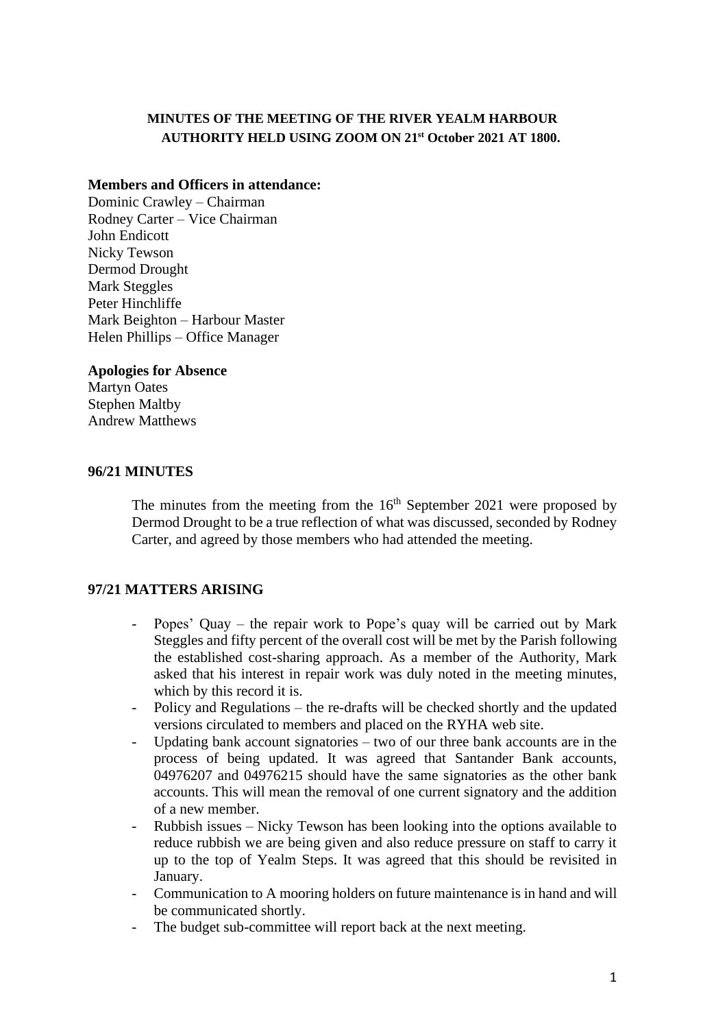**MINUTES OF THE MEETING OF THE RIVER YEALM HARBOUR AUTHORITY HELD USING ZOOM ON 21st October 2021 AT 1800.**

**Members and Officers in attendance:**

Dominic Crawley – Chairman
Rodney Carter – Vice Chairman
John Endicott
Nicky Tewson
Dermod Drought
Mark Steggles
Peter Hinchliffe
Mark Beighton – Harbour Master
Helen Phillips – Office Manager

**Apologies for Absence**

Martyn Oates
Stephen Maltby
Andrew Matthews

**96/21 MINUTES**

The minutes from the meeting from the 16th September 2021 were proposed by Dermod Drought to be a true reflection of what was discussed, seconded by Rodney Carter, and agreed by those members who had attended the meeting.

**97/21 MATTERS ARISING**

- Popes' Quay – the repair work to Pope's quay will be carried out by Mark Steggles and fifty percent of the overall cost will be met by the Parish following the established cost-sharing approach. As a member of the Authority, Mark asked that his interest in repair work was duly noted in the meeting minutes, which by this record it is.
- Policy and Regulations – the re-drafts will be checked shortly and the updated versions circulated to members and placed on the RYHA web site.
- Updating bank account signatories – two of our three bank accounts are in the process of being updated. It was agreed that Santander Bank accounts, 04976207 and 04976215 should have the same signatories as the other bank accounts. This will mean the removal of one current signatory and the addition of a new member.
- Rubbish issues – Nicky Tewson has been looking into the options available to reduce rubbish we are being given and also reduce pressure on staff to carry it up to the top of Yealm Steps. It was agreed that this should be revisited in January.
- Communication to A mooring holders on future maintenance is in hand and will be communicated shortly.
- The budget sub-committee will report back at the next meeting.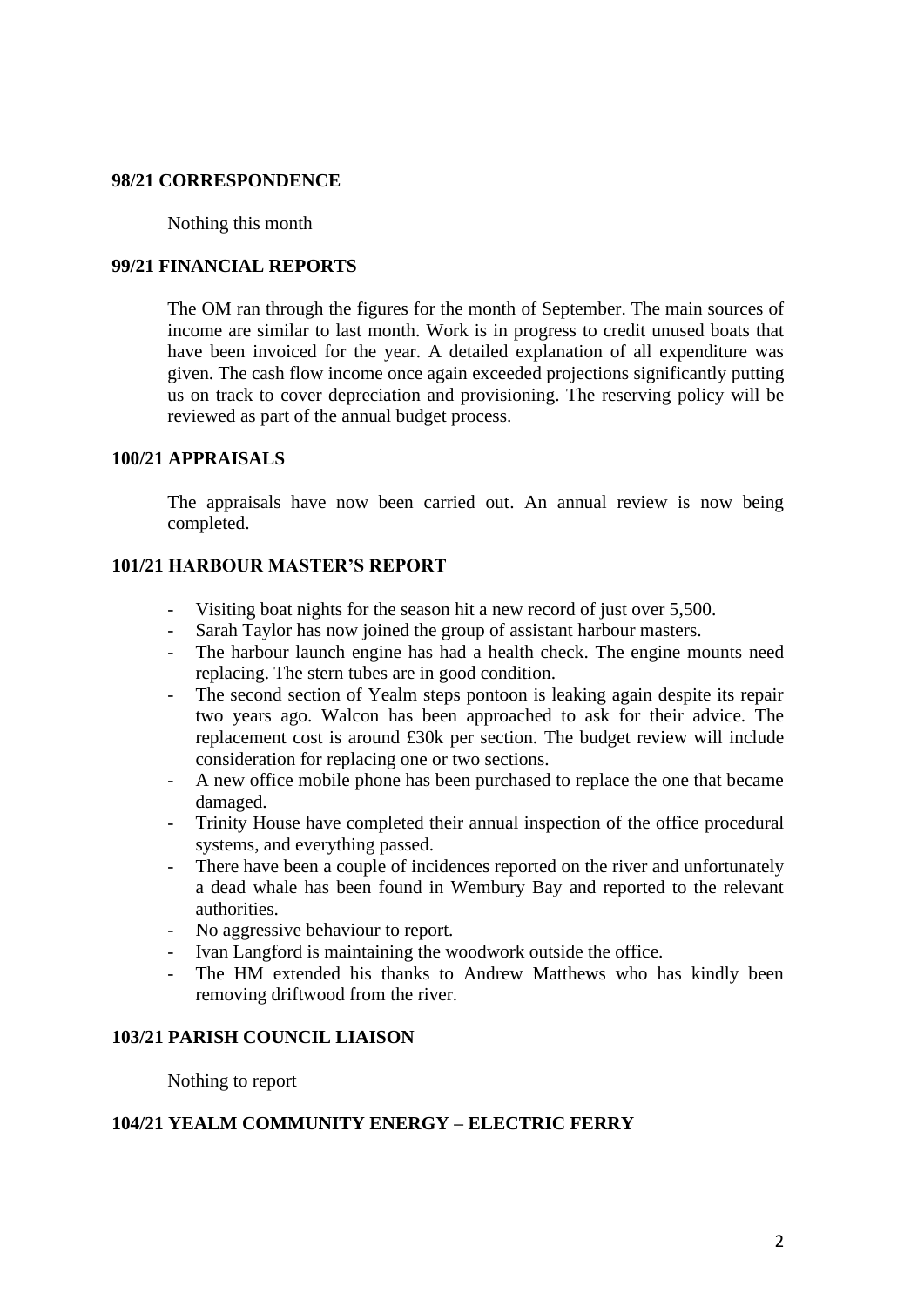**98/21 CORRESPONDENCE**

Nothing this month

**99/21 FINANCIAL REPORTS**

The OM ran through the figures for the month of September. The main sources of income are similar to last month. Work is in progress to credit unused boats that have been invoiced for the year. A detailed explanation of all expenditure was given. The cash flow income once again exceeded projections significantly putting us on track to cover depreciation and provisioning. The reserving policy will be reviewed as part of the annual budget process.

**100/21 APPRAISALS**

The appraisals have now been carried out. An annual review is now being completed.

**101/21 HARBOUR MASTER'S REPORT**

- Visiting boat nights for the season hit a new record of just over 5,500.
- Sarah Taylor has now joined the group of assistant harbour masters.
- The harbour launch engine has had a health check. The engine mounts need replacing. The stern tubes are in good condition.
- The second section of Yealm steps pontoon is leaking again despite its repair two years ago. Walcon has been approached to ask for their advice. The replacement cost is around £30k per section. The budget review will include consideration for replacing one or two sections.
- A new office mobile phone has been purchased to replace the one that became damaged.
- Trinity House have completed their annual inspection of the office procedural systems, and everything passed.
- There have been a couple of incidences reported on the river and unfortunately a dead whale has been found in Wembury Bay and reported to the relevant authorities.
- No aggressive behaviour to report.
- Ivan Langford is maintaining the woodwork outside the office.
- The HM extended his thanks to Andrew Matthews who has kindly been removing driftwood from the river.

**103/21 PARISH COUNCIL LIAISON**

Nothing to report

**104/21 YEALM COMMUNITY ENERGY – ELECTRIC FERRY**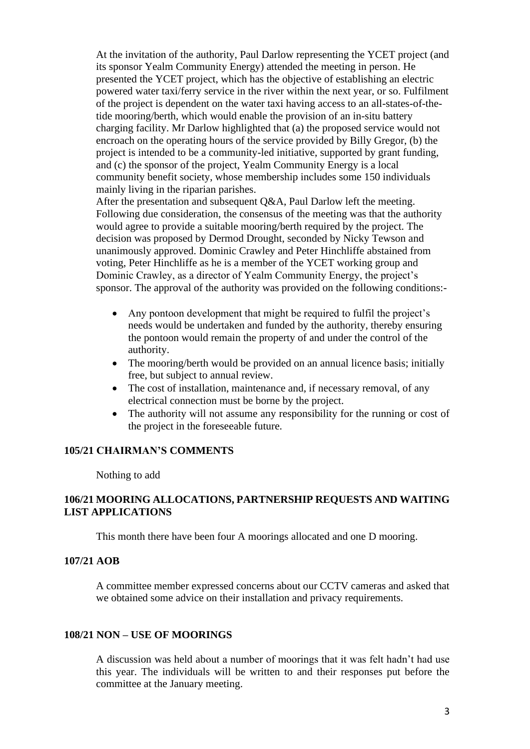At the invitation of the authority, Paul Darlow representing the YCET project (and its sponsor Yealm Community Energy) attended the meeting in person. He presented the YCET project, which has the objective of establishing an electric powered water taxi/ferry service in the river within the next year, or so. Fulfilment of the project is dependent on the water taxi having access to an all-states-of-the-tide mooring/berth, which would enable the provision of an in-situ battery charging facility. Mr Darlow highlighted that (a) the proposed service would not encroach on the operating hours of the service provided by Billy Gregor, (b) the project is intended to be a community-led initiative, supported by grant funding, and (c) the sponsor of the project, Yealm Community Energy is a local community benefit society, whose membership includes some 150 individuals mainly living in the riparian parishes.

After the presentation and subsequent Q&A, Paul Darlow left the meeting. Following due consideration, the consensus of the meeting was that the authority would agree to provide a suitable mooring/berth required by the project. The decision was proposed by Dermod Drought, seconded by Nicky Tewson and unanimously approved. Dominic Crawley and Peter Hinchliffe abstained from voting, Peter Hinchliffe as he is a member of the YCET working group and Dominic Crawley, as a director of Yealm Community Energy, the project's sponsor. The approval of the authority was provided on the following conditions:-

- Any pontoon development that might be required to fulfil the project's needs would be undertaken and funded by the authority, thereby ensuring the pontoon would remain the property of and under the control of the authority.
- The mooring/berth would be provided on an annual licence basis; initially free, but subject to annual review.
- The cost of installation, maintenance and, if necessary removal, of any electrical connection must be borne by the project.
- The authority will not assume any responsibility for the running or cost of the project in the foreseeable future.

**105/21 CHAIRMAN'S COMMENTS**

Nothing to add

**106/21 MOORING ALLOCATIONS, PARTNERSHIP REQUESTS AND WAITING LIST APPLICATIONS**

This month there have been four A moorings allocated and one D mooring.

**107/21 AOB**

A committee member expressed concerns about our CCTV cameras and asked that we obtained some advice on their installation and privacy requirements.

**108/21 NON – USE OF MOORINGS**

A discussion was held about a number of moorings that it was felt hadn't had use this year. The individuals will be written to and their responses put before the committee at the January meeting.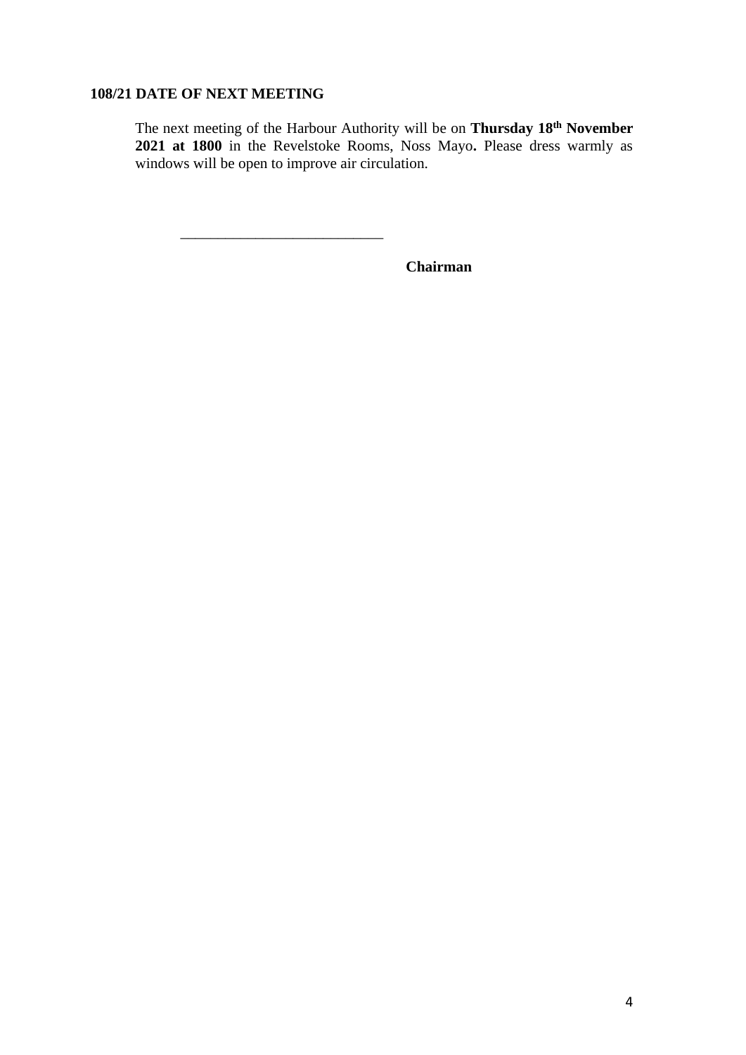**108/21 DATE OF NEXT MEETING**

The next meeting of the Harbour Authority will be on **Thursday 18th November 2021 at 1800** in the Revelstoke Rooms, Noss Mayo**.** Please dress warmly as windows will be open to improve air circulation.

___________________________

**Chairman**